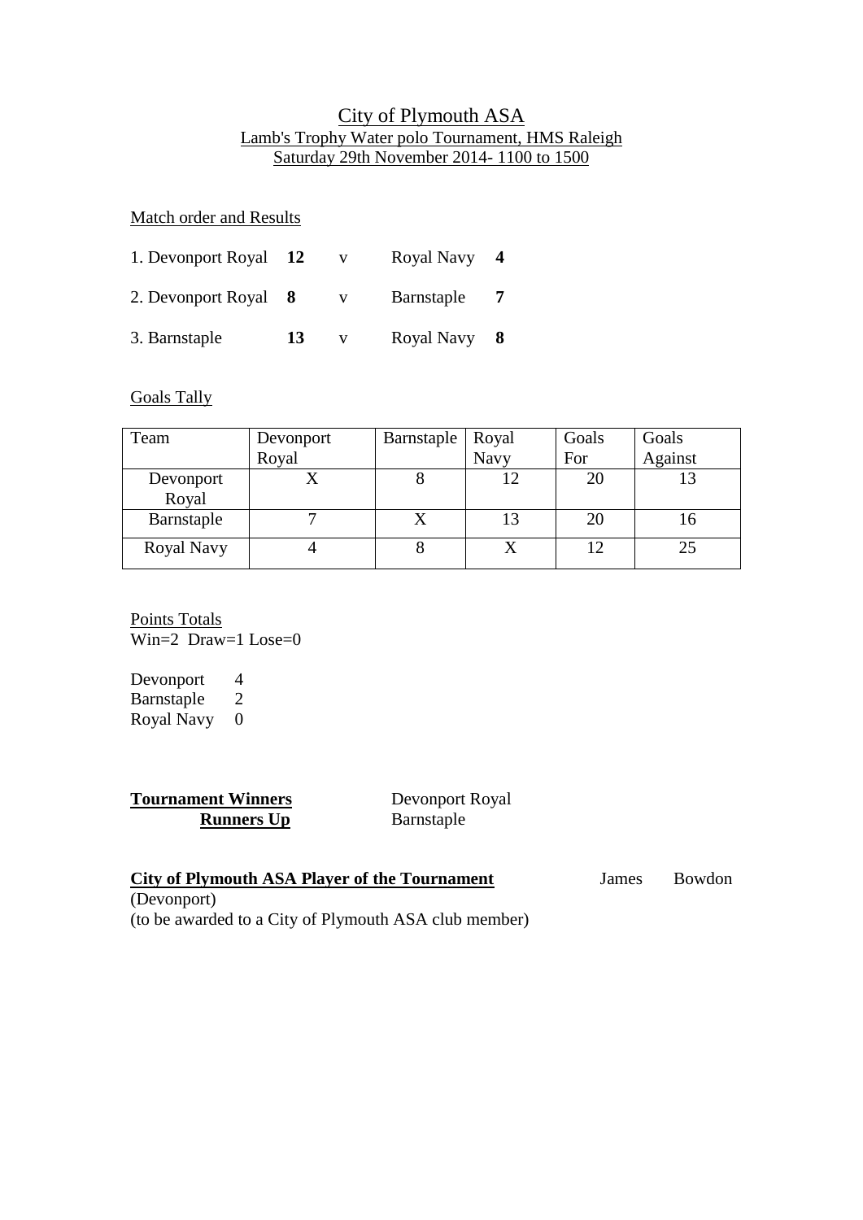# City of Plymouth ASA

## Lamb's Trophy Water polo Tournament, HMS Raleigh

## Saturday 29th November 2014- 1100 to 1500

Match order and Results

1. Devonport Royal **12** v Royal Navy **4**
2. Devonport Royal **8** v Barnstaple **7**
3. Barnstaple **13** v Royal Navy **8**

Goals Tally

| Team | Devonport Royal | Barnstaple | Royal Navy | Goals For | Goals Against |
|---|---|---|---|---|---|
| Devonport Royal | X | 8 | 12 | 20 | 13 |
| Barnstaple | 7 | X | 13 | 20 | 16 |
| Royal Navy | 4 | 8 | X | 12 | 25 |

Points Totals
Win=2 Draw=1 Lose=0

Devonport 4
Barnstaple 2
Royal Navy 0

**Tournament Winners** Devonport Royal
**Runners Up** Barnstaple

**City of Plymouth ASA Player of the Tournament** James Bowdon (Devonport)
(to be awarded to a City of Plymouth ASA club member)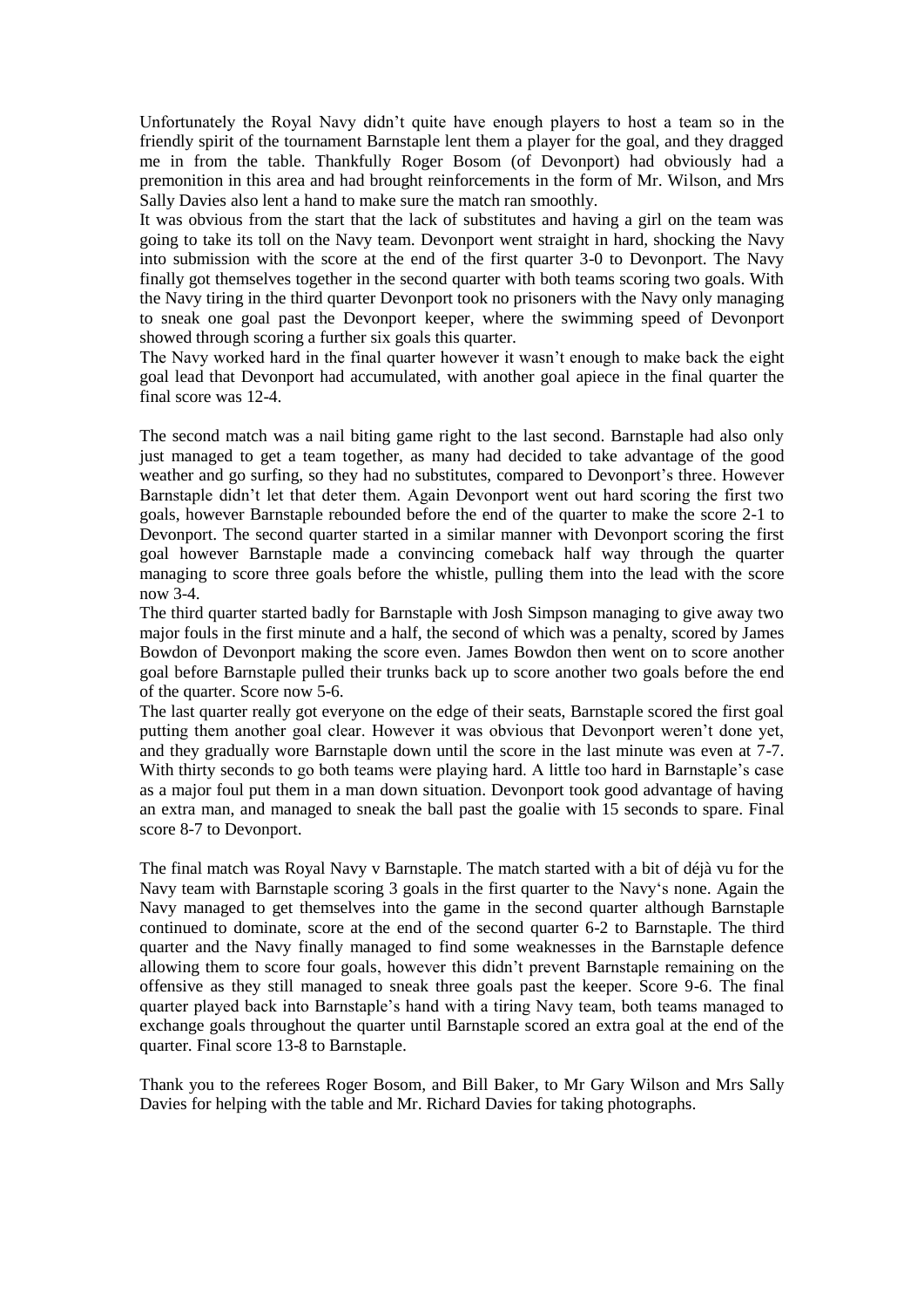Unfortunately the Royal Navy didn't quite have enough players to host a team so in the friendly spirit of the tournament Barnstaple lent them a player for the goal, and they dragged me in from the table. Thankfully Roger Bosom (of Devonport) had obviously had a premonition in this area and had brought reinforcements in the form of Mr. Wilson, and Mrs Sally Davies also lent a hand to make sure the match ran smoothly.

It was obvious from the start that the lack of substitutes and having a girl on the team was going to take its toll on the Navy team. Devonport went straight in hard, shocking the Navy into submission with the score at the end of the first quarter 3-0 to Devonport. The Navy finally got themselves together in the second quarter with both teams scoring two goals. With the Navy tiring in the third quarter Devonport took no prisoners with the Navy only managing to sneak one goal past the Devonport keeper, where the swimming speed of Devonport showed through scoring a further six goals this quarter.

The Navy worked hard in the final quarter however it wasn't enough to make back the eight goal lead that Devonport had accumulated, with another goal apiece in the final quarter the final score was 12-4.

The second match was a nail biting game right to the last second. Barnstaple had also only just managed to get a team together, as many had decided to take advantage of the good weather and go surfing, so they had no substitutes, compared to Devonport's three. However Barnstaple didn't let that deter them. Again Devonport went out hard scoring the first two goals, however Barnstaple rebounded before the end of the quarter to make the score 2-1 to Devonport. The second quarter started in a similar manner with Devonport scoring the first goal however Barnstaple made a convincing comeback half way through the quarter managing to score three goals before the whistle, pulling them into the lead with the score now 3-4.

The third quarter started badly for Barnstaple with Josh Simpson managing to give away two major fouls in the first minute and a half, the second of which was a penalty, scored by James Bowdon of Devonport making the score even. James Bowdon then went on to score another goal before Barnstaple pulled their trunks back up to score another two goals before the end of the quarter. Score now 5-6.

The last quarter really got everyone on the edge of their seats, Barnstaple scored the first goal putting them another goal clear. However it was obvious that Devonport weren't done yet, and they gradually wore Barnstaple down until the score in the last minute was even at 7-7. With thirty seconds to go both teams were playing hard. A little too hard in Barnstaple's case as a major foul put them in a man down situation. Devonport took good advantage of having an extra man, and managed to sneak the ball past the goalie with 15 seconds to spare. Final score 8-7 to Devonport.

The final match was Royal Navy v Barnstaple. The match started with a bit of déjà vu for the Navy team with Barnstaple scoring 3 goals in the first quarter to the Navy's none. Again the Navy managed to get themselves into the game in the second quarter although Barnstaple continued to dominate, score at the end of the second quarter 6-2 to Barnstaple. The third quarter and the Navy finally managed to find some weaknesses in the Barnstaple defence allowing them to score four goals, however this didn't prevent Barnstaple remaining on the offensive as they still managed to sneak three goals past the keeper. Score 9-6. The final quarter played back into Barnstaple's hand with a tiring Navy team, both teams managed to exchange goals throughout the quarter until Barnstaple scored an extra goal at the end of the quarter. Final score 13-8 to Barnstaple.

Thank you to the referees Roger Bosom, and Bill Baker, to Mr Gary Wilson and Mrs Sally Davies for helping with the table and Mr. Richard Davies for taking photographs.